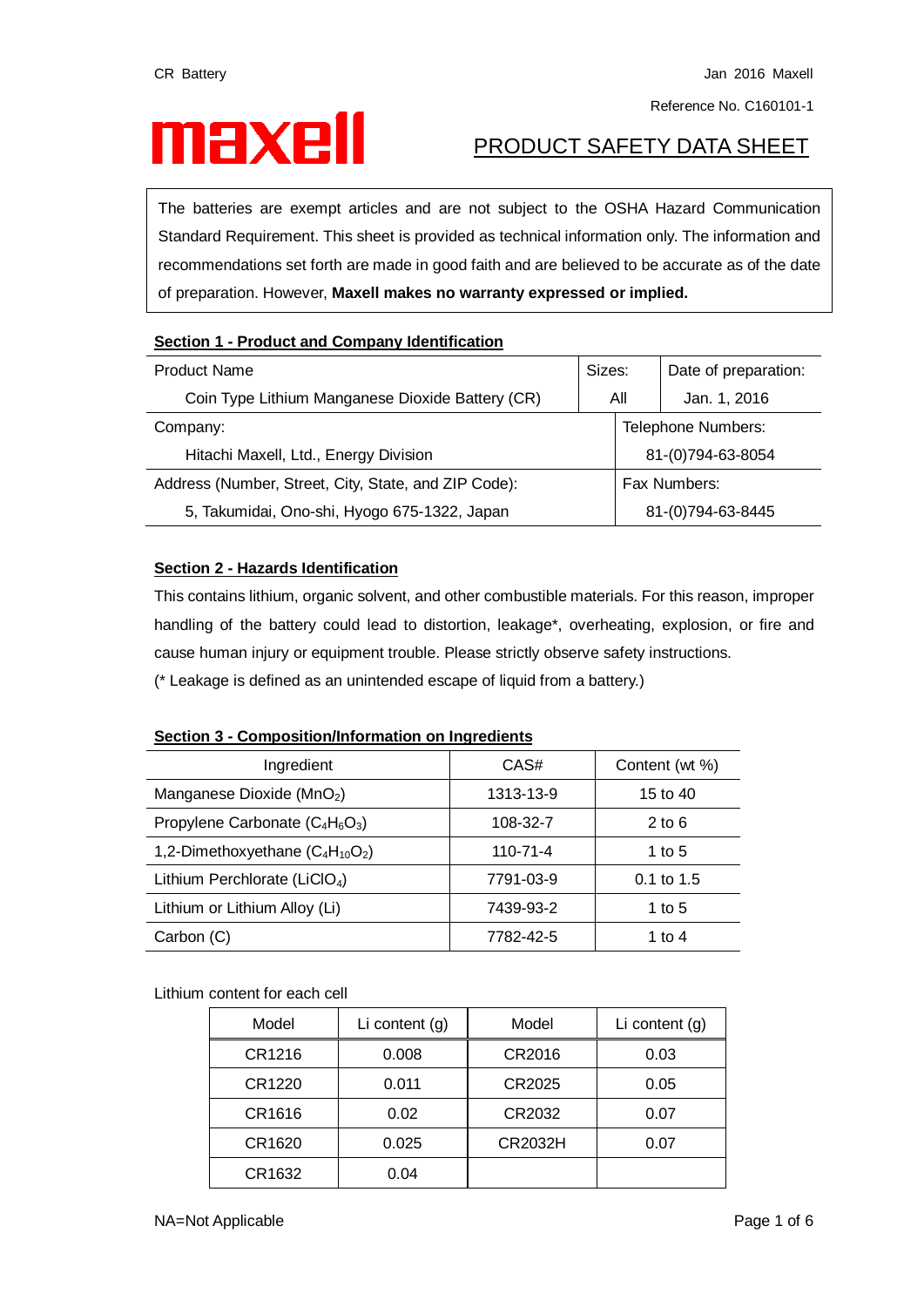CR Battery

Jan 2016 Maxell

Reference No. C160101-1

maxell

# PRODUCT SAFETY DATA SHEET

The batteries are exempt articles and are not subject to the OSHA Hazard Communication Standard Requirement. This sheet is provided as technical information only. The information and recommendations set forth are made in good faith and are believed to be accurate as of the date of preparation. However, **Maxell makes no warranty expressed or implied.**

## Section 1 - Product and Company Identification

| Product Name | Sizes: | Date of preparation: |
|---|---|---|
| Coin Type Lithium Manganese Dioxide Battery (CR) | All | Jan. 1, 2016 |
| Company: | Telephone Numbers: | |
| Hitachi Maxell, Ltd., Energy Division | 81-(0)794-63-8054 | |
| Address (Number, Street, City, State, and ZIP Code): | Fax Numbers: | |
| 5, Takumidai, Ono-shi, Hyogo 675-1322, Japan | 81-(0)794-63-8445 | |

## Section 2 - Hazards Identification

This contains lithium, organic solvent, and other combustible materials. For this reason, improper handling of the battery could lead to distortion, leakage*, overheating, explosion, or fire and cause human injury or equipment trouble. Please strictly observe safety instructions.

(* Leakage is defined as an unintended escape of liquid from a battery.)

## Section 3 - Composition/Information on Ingredients

| Ingredient | CAS# | Content (wt %) |
|---|---|---|
| Manganese Dioxide ($MnO_2$) | 1313-13-9 | 15 to 40 |
| Propylene Carbonate ($C_4H_6O_3$) | 108-32-7 | 2 to 6 |
| 1,2-Dimethoxyethane ($C_4H_{10}O_2$) | 110-71-4 | 1 to 5 |
| Lithium Perchlorate ($LiClO_4$) | 7791-03-9 | 0.1 to 1.5 |
| Lithium or Lithium Alloy (Li) | 7439-93-2 | 1 to 5 |
| Carbon (C) | 7782-42-5 | 1 to 4 |

Lithium content for each cell

| Model | Li content (g) | Model | Li content (g) |
|---|---|---|---|
| CR1216 | 0.008 | CR2016 | 0.03 |
| CR1220 | 0.011 | CR2025 | 0.05 |
| CR1616 | 0.02 | CR2032 | 0.07 |
| CR1620 | 0.025 | CR2032H | 0.07 |
| CR1632 | 0.04 | | |

NA=Not Applicable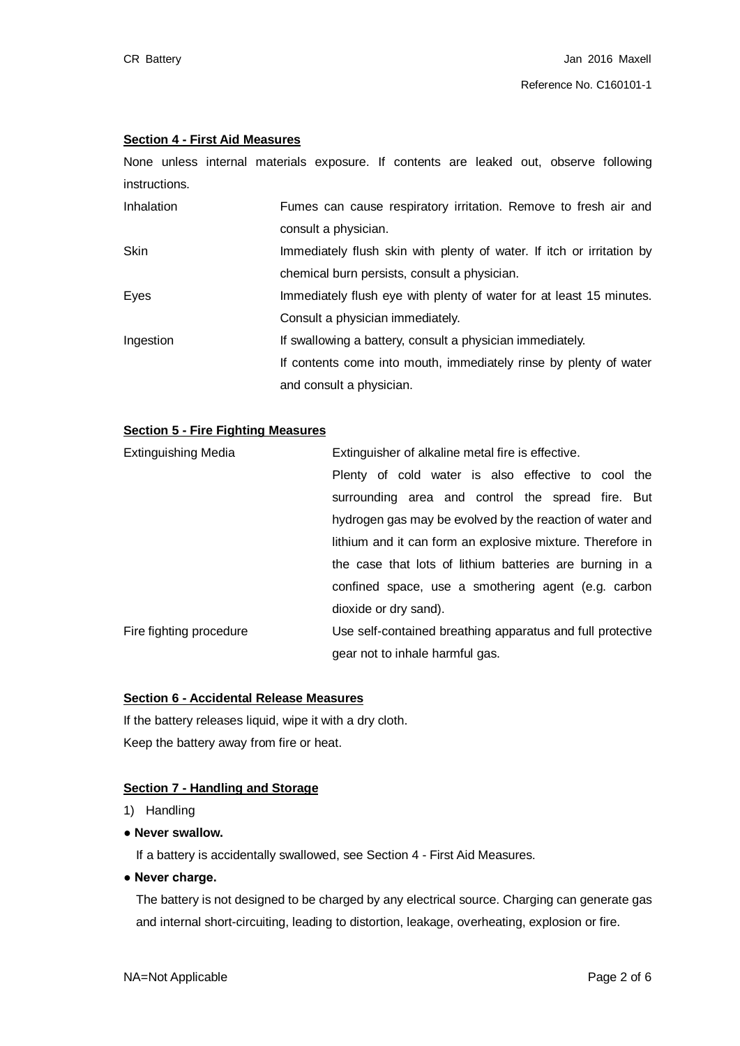## Section 4 - First Aid Measures

None unless internal materials exposure. If contents are leaked out, observe following instructions.

| | |
|---|---|
| Inhalation | Fumes can cause respiratory irritation. Remove to fresh air and consult a physician. |
| Skin | Immediately flush skin with plenty of water. If itch or irritation by chemical burn persists, consult a physician. |
| Eyes | Immediately flush eye with plenty of water for at least 15 minutes. Consult a physician immediately. |
| Ingestion | If swallowing a battery, consult a physician immediately.<br>If contents come into mouth, immediately rinse by plenty of water and consult a physician. |

## Section 5 - Fire Fighting Measures

| | |
|---|---|
| Extinguishing Media | Extinguisher of alkaline metal fire is effective.<br>Plenty of cold water is also effective to cool the surrounding area and control the spread fire. But hydrogen gas may be evolved by the reaction of water and lithium and it can form an explosive mixture. Therefore in the case that lots of lithium batteries are burning in a confined space, use a smothering agent (e.g. carbon dioxide or dry sand). |
| Fire fighting procedure | Use self-contained breathing apparatus and full protective gear not to inhale harmful gas. |

## Section 6 - Accidental Release Measures

If the battery releases liquid, wipe it with a dry cloth.
Keep the battery away from fire or heat.

## Section 7 - Handling and Storage

1) Handling

- **Never swallow.**
  If a battery is accidentally swallowed, see Section 4 - First Aid Measures.
- **Never charge.**
  The battery is not designed to be charged by any electrical source. Charging can generate gas and internal short-circuiting, leading to distortion, leakage, overheating, explosion or fire.

NA=Not Applicable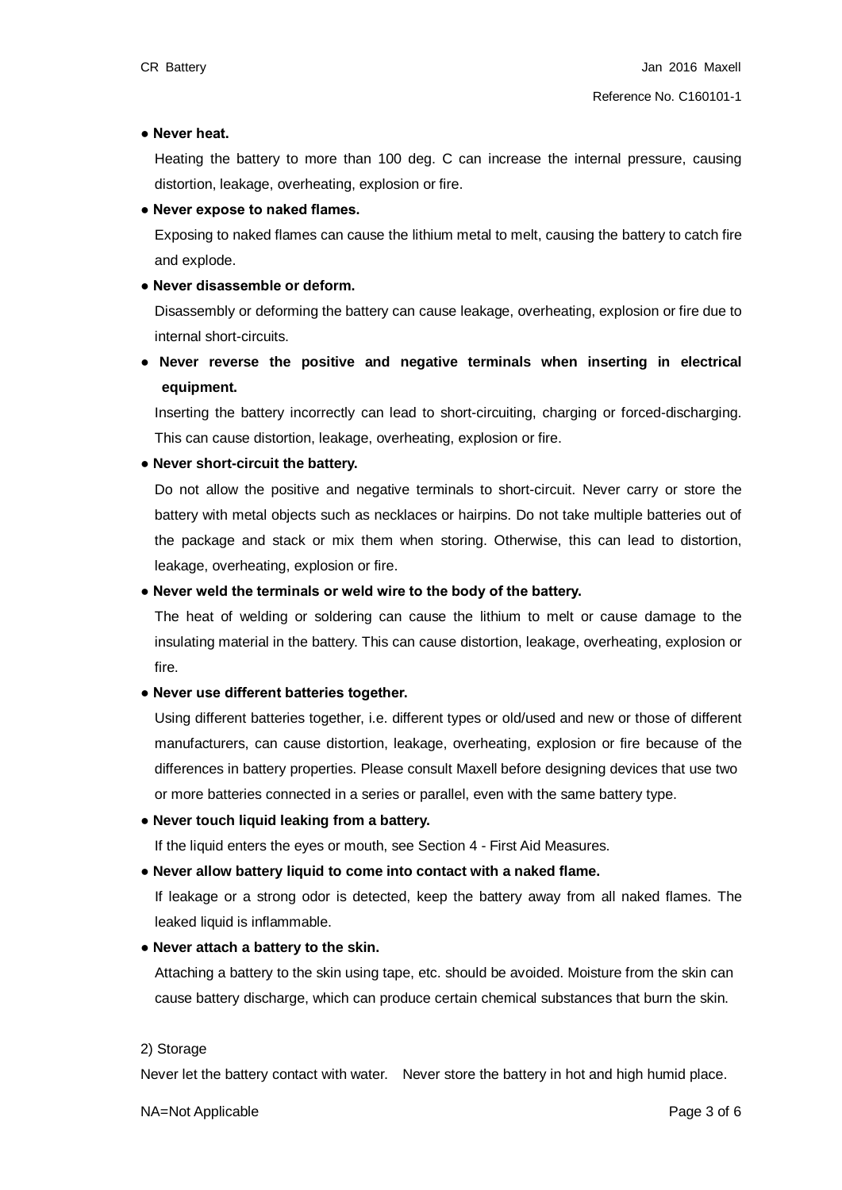● **Never heat.**

Heating the battery to more than 100 deg. C can increase the internal pressure, causing distortion, leakage, overheating, explosion or fire.

● **Never expose to naked flames.**

Exposing to naked flames can cause the lithium metal to melt, causing the battery to catch fire and explode.

● **Never disassemble or deform.**

Disassembly or deforming the battery can cause leakage, overheating, explosion or fire due to internal short-circuits.

● **Never reverse the positive and negative terminals when inserting in electrical equipment.**

Inserting the battery incorrectly can lead to short-circuiting, charging or forced-discharging. This can cause distortion, leakage, overheating, explosion or fire.

● **Never short-circuit the battery.**

Do not allow the positive and negative terminals to short-circuit. Never carry or store the battery with metal objects such as necklaces or hairpins. Do not take multiple batteries out of the package and stack or mix them when storing. Otherwise, this can lead to distortion, leakage, overheating, explosion or fire.

● **Never weld the terminals or weld wire to the body of the battery.**

The heat of welding or soldering can cause the lithium to melt or cause damage to the insulating material in the battery. This can cause distortion, leakage, overheating, explosion or fire.

● **Never use different batteries together.**

Using different batteries together, i.e. different types or old/used and new or those of different manufacturers, can cause distortion, leakage, overheating, explosion or fire because of the differences in battery properties. Please consult Maxell before designing devices that use two or more batteries connected in a series or parallel, even with the same battery type.

● **Never touch liquid leaking from a battery.**

If the liquid enters the eyes or mouth, see Section 4 - First Aid Measures.

● **Never allow battery liquid to come into contact with a naked flame.**

If leakage or a strong odor is detected, keep the battery away from all naked flames. The leaked liquid is inflammable.

● **Never attach a battery to the skin.**

Attaching a battery to the skin using tape, etc. should be avoided. Moisture from the skin can cause battery discharge, which can produce certain chemical substances that burn the skin.

2) Storage

Never let the battery contact with water. Never store the battery in hot and high humid place.

NA=Not Applicable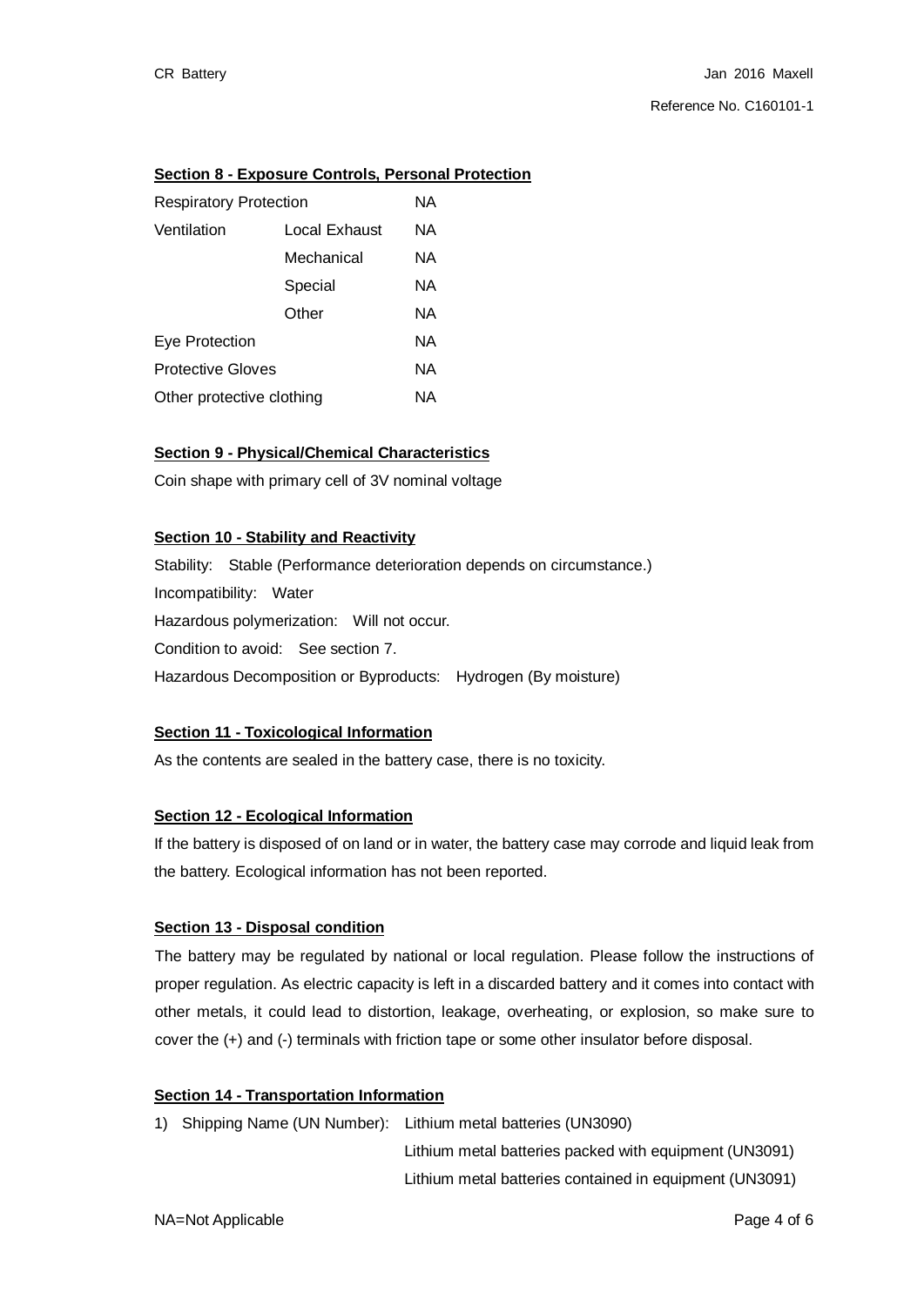**Section 8 - Exposure Controls, Personal Protection**

| | | |
|---|---|---|
| Respiratory Protection | | NA |
| Ventilation | Local Exhaust | NA |
| | Mechanical | NA |
| | Special | NA |
| | Other | NA |
| Eye Protection | | NA |
| Protective Gloves | | NA |
| Other protective clothing | | NA |

**Section 9 - Physical/Chemical Characteristics**

Coin shape with primary cell of 3V nominal voltage

**Section 10 - Stability and Reactivity**

Stability: Stable (Performance deterioration depends on circumstance.)

Incompatibility: Water

Hazardous polymerization: Will not occur.

Condition to avoid: See section 7.

Hazardous Decomposition or Byproducts: Hydrogen (By moisture)

**Section 11 - Toxicological Information**

As the contents are sealed in the battery case, there is no toxicity.

**Section 12 - Ecological Information**

If the battery is disposed of on land or in water, the battery case may corrode and liquid leak from the battery. Ecological information has not been reported.

**Section 13 - Disposal condition**

The battery may be regulated by national or local regulation. Please follow the instructions of proper regulation. As electric capacity is left in a discarded battery and it comes into contact with other metals, it could lead to distortion, leakage, overheating, or explosion, so make sure to cover the (+) and (-) terminals with friction tape or some other insulator before disposal.

**Section 14 - Transportation Information**

1) Shipping Name (UN Number): Lithium metal batteries (UN3090)
   Lithium metal batteries packed with equipment (UN3091)
   Lithium metal batteries contained in equipment (UN3091)

NA=Not Applicable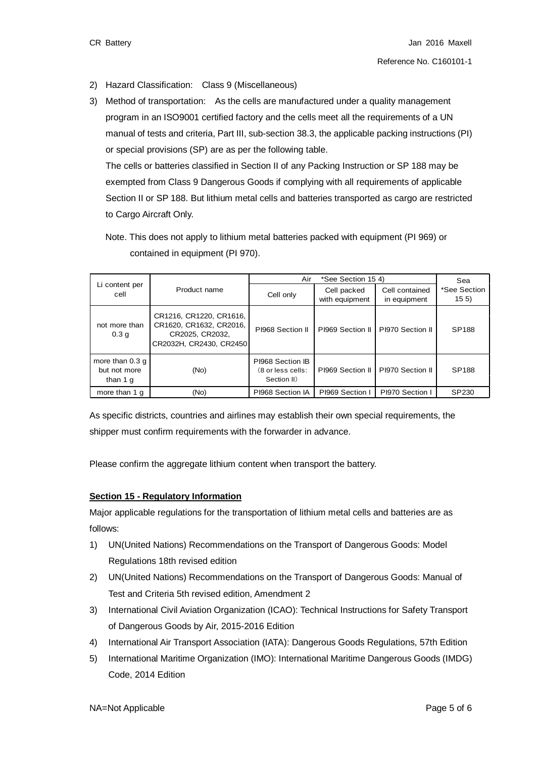2) Hazard Classification: Class 9 (Miscellaneous)
3) Method of transportation: As the cells are manufactured under a quality management program in an ISO9001 certified factory and the cells meet all the requirements of a UN manual of tests and criteria, Part III, sub-section 38.3, the applicable packing instructions (PI) or special provisions (SP) are as per the following table.

   The cells or batteries classified in Section II of any Packing Instruction or SP 188 may be exempted from Class 9 Dangerous Goods if complying with all requirements of applicable Section II or SP 188. But lithium metal cells and batteries transported as cargo are restricted to Cargo Aircraft Only.

   Note. This does not apply to lithium metal batteries packed with equipment (PI 969) or contained in equipment (PI 970).

| Li content per cell | Product name | Air *See Section 15 4) | | | Sea *See Section 15 5) |
|---|---|---|---|---|---|
| | | Cell only | Cell packed with equipment | Cell contained in equipment | |
| not more than 0.3 g | CR1216, CR1220, CR1616, CR1620, CR1632, CR2016, CR2025, CR2032, CR2032H, CR2430, CR2450 | PI968 Section II | PI969 Section II | PI970 Section II | SP188 |
| more than 0.3 g but not more than 1 g | (No) | PI968 Section IB (8 or less cells: Section II) | PI969 Section II | PI970 Section II | SP188 |
| more than 1 g | (No) | PI968 Section IA | PI969 Section I | PI970 Section I | SP230 |

As specific districts, countries and airlines may establish their own special requirements, the shipper must confirm requirements with the forwarder in advance.

Please confirm the aggregate lithium content when transport the battery.

**Section 15 - Regulatory Information**

Major applicable regulations for the transportation of lithium metal cells and batteries are as follows:

1) UN(United Nations) Recommendations on the Transport of Dangerous Goods: Model Regulations 18th revised edition
2) UN(United Nations) Recommendations on the Transport of Dangerous Goods: Manual of Test and Criteria 5th revised edition, Amendment 2
3) International Civil Aviation Organization (ICAO): Technical Instructions for Safety Transport of Dangerous Goods by Air, 2015-2016 Edition
4) International Air Transport Association (IATA): Dangerous Goods Regulations, 57th Edition
5) International Maritime Organization (IMO): International Maritime Dangerous Goods (IMDG) Code, 2014 Edition

NA=Not Applicable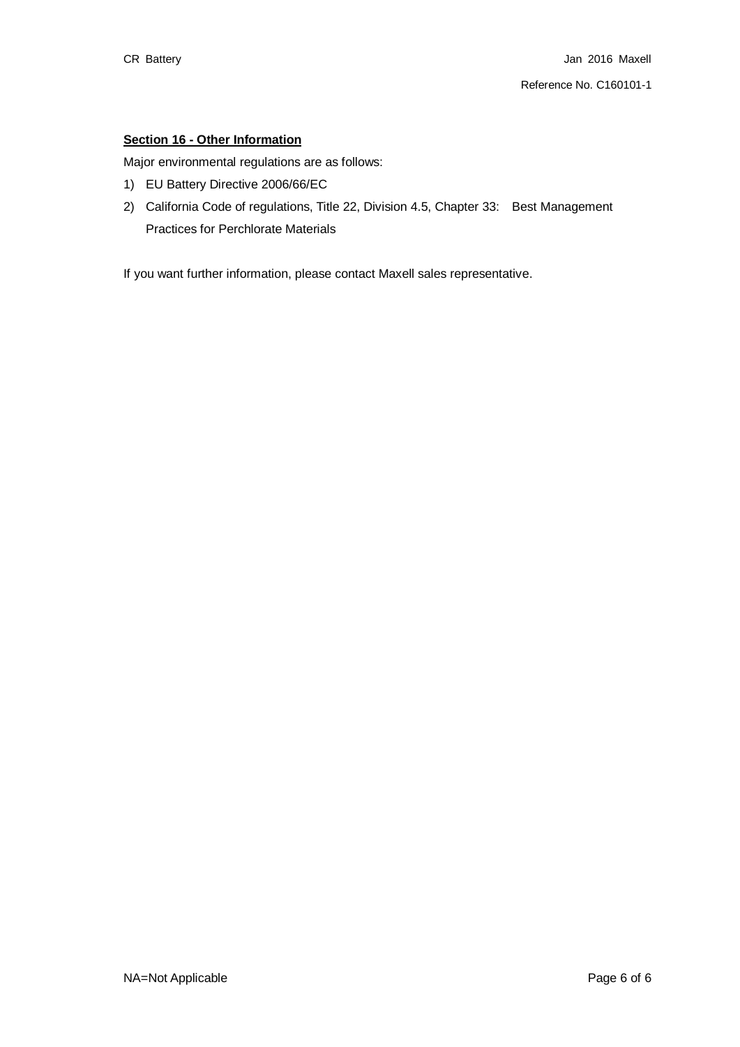## Section 16 - Other Information

Major environmental regulations are as follows:

1) EU Battery Directive 2006/66/EC
2) California Code of regulations, Title 22, Division 4.5, Chapter 33: Best Management Practices for Perchlorate Materials

If you want further information, please contact Maxell sales representative.

NA=Not Applicable